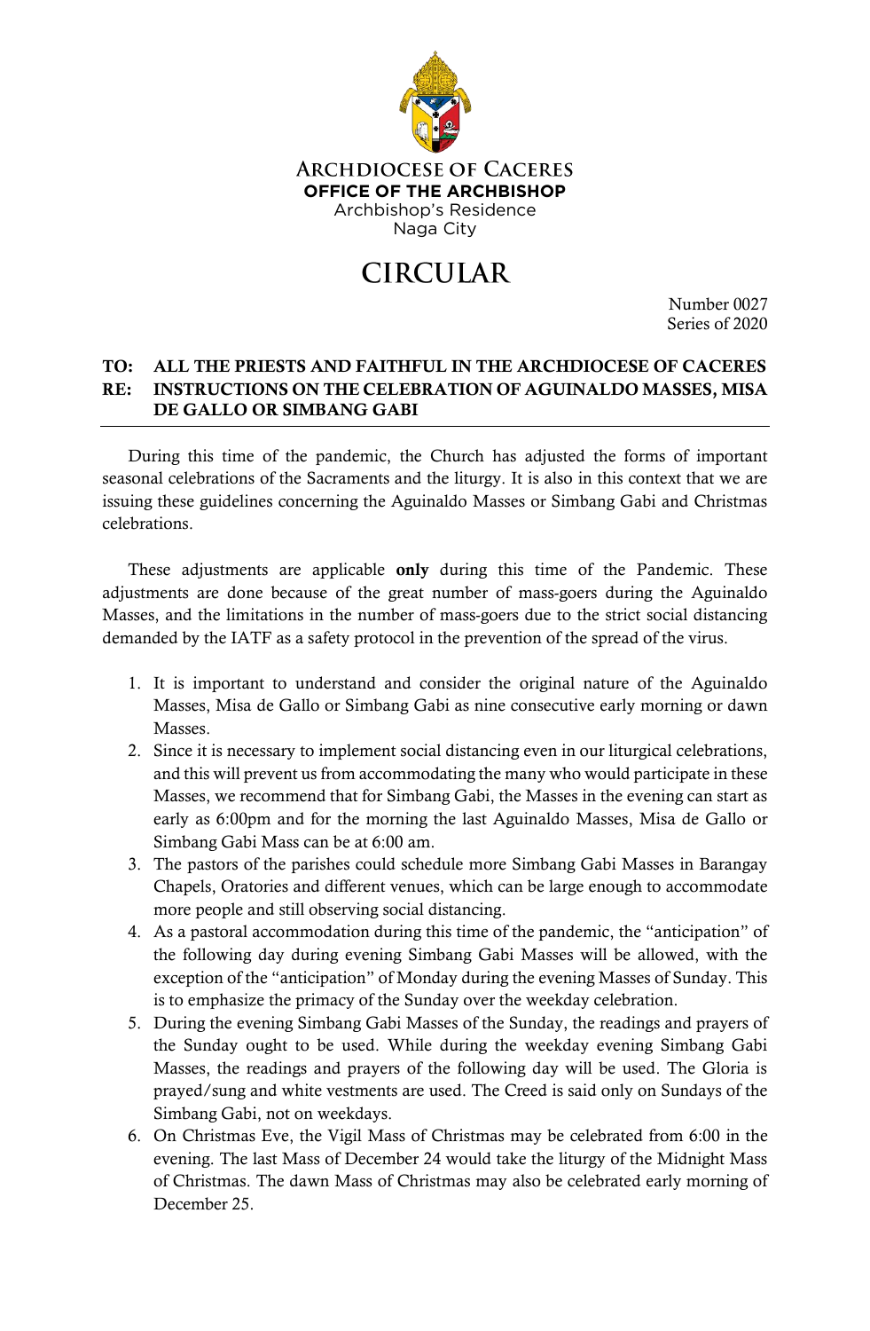**ARCHDIOCESE OF CACERES**
**OFFICE OF THE ARCHBISHOP**
Archbishop's Residence
Naga City

# CIRCULAR

Number 0027
Series of 2020

**TO: ALL THE PRIESTS AND FAITHFUL IN THE ARCHDIOCESE OF CACERES**
**RE: INSTRUCTIONS ON THE CELEBRATION OF AGUINALDO MASSES, MISA DE GALLO OR SIMBANG GABI**

---

During this time of the pandemic, the Church has adjusted the forms of important seasonal celebrations of the Sacraments and the liturgy. It is also in this context that we are issuing these guidelines concerning the Aguinaldo Masses or Simbang Gabi and Christmas celebrations.

These adjustments are applicable **only** during this time of the Pandemic. These adjustments are done because of the great number of mass-goers during the Aguinaldo Masses, and the limitations in the number of mass-goers due to the strict social distancing demanded by the IATF as a safety protocol in the prevention of the spread of the virus.

1. It is important to understand and consider the original nature of the Aguinaldo Masses, Misa de Gallo or Simbang Gabi as nine consecutive early morning or dawn Masses.
2. Since it is necessary to implement social distancing even in our liturgical celebrations, and this will prevent us from accommodating the many who would participate in these Masses, we recommend that for Simbang Gabi, the Masses in the evening can start as early as 6:00pm and for the morning the last Aguinaldo Masses, Misa de Gallo or Simbang Gabi Mass can be at 6:00 am.
3. The pastors of the parishes could schedule more Simbang Gabi Masses in Barangay Chapels, Oratories and different venues, which can be large enough to accommodate more people and still observing social distancing.
4. As a pastoral accommodation during this time of the pandemic, the "anticipation" of the following day during evening Simbang Gabi Masses will be allowed, with the exception of the "anticipation" of Monday during the evening Masses of Sunday. This is to emphasize the primacy of the Sunday over the weekday celebration.
5. During the evening Simbang Gabi Masses of the Sunday, the readings and prayers of the Sunday ought to be used. While during the weekday evening Simbang Gabi Masses, the readings and prayers of the following day will be used. The Gloria is prayed/sung and white vestments are used. The Creed is said only on Sundays of the Simbang Gabi, not on weekdays.
6. On Christmas Eve, the Vigil Mass of Christmas may be celebrated from 6:00 in the evening. The last Mass of December 24 would take the liturgy of the Midnight Mass of Christmas. The dawn Mass of Christmas may also be celebrated early morning of December 25.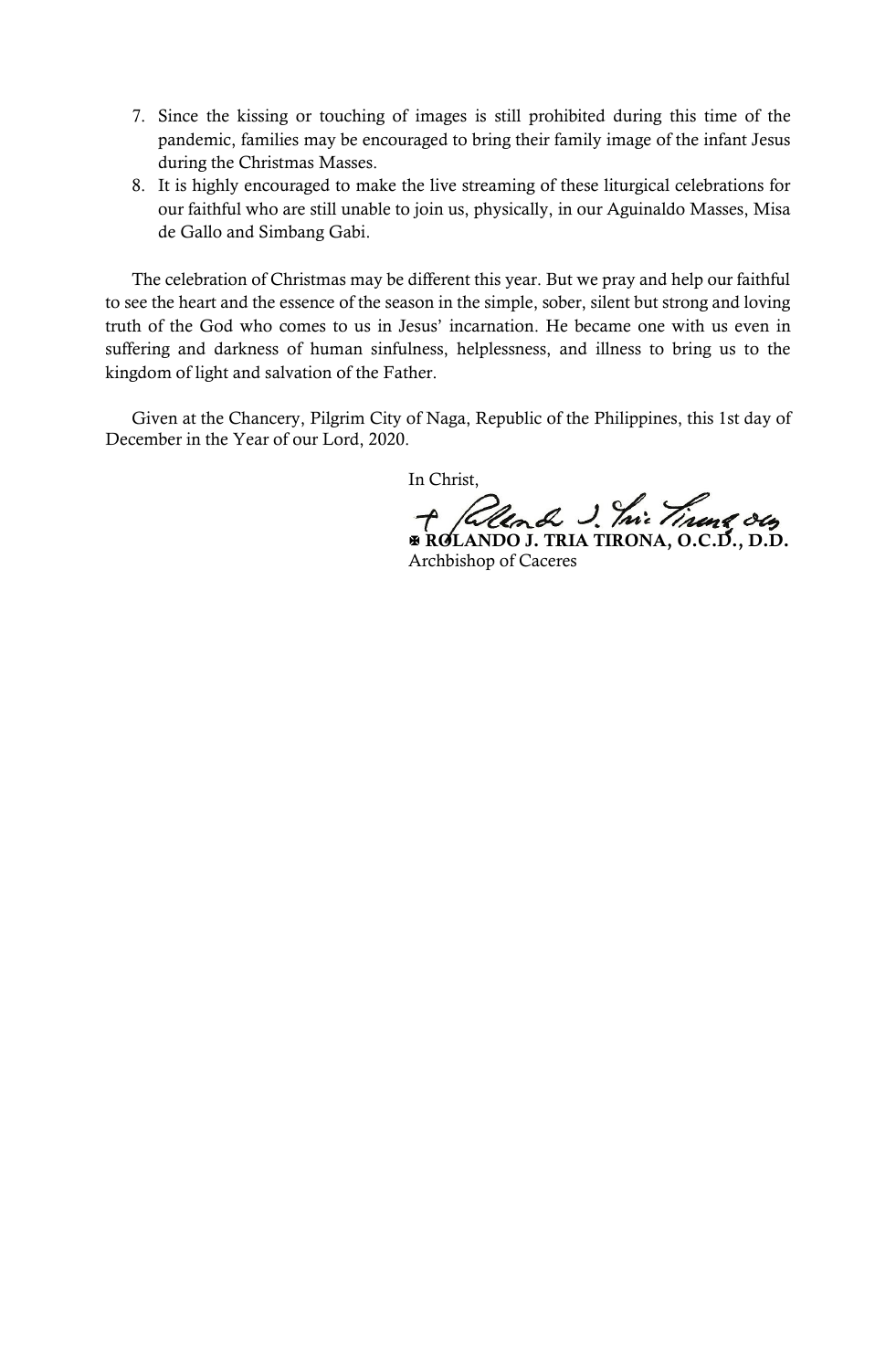7. Since the kissing or touching of images is still prohibited during this time of the pandemic, families may be encouraged to bring their family image of the infant Jesus during the Christmas Masses.
8. It is highly encouraged to make the live streaming of these liturgical celebrations for our faithful who are still unable to join us, physically, in our Aguinaldo Masses, Misa de Gallo and Simbang Gabi.

The celebration of Christmas may be different this year. But we pray and help our faithful to see the heart and the essence of the season in the simple, sober, silent but strong and loving truth of the God who comes to us in Jesus' incarnation. He became one with us even in suffering and darkness of human sinfulness, helplessness, and illness to bring us to the kingdom of light and salvation of the Father.

Given at the Chancery, Pilgrim City of Naga, Republic of the Philippines, this 1st day of December in the Year of our Lord, 2020.

In Christ,

✠ **ROLANDO J. TRIA TIRONA, O.C.D., D.D.**
Archbishop of Caceres